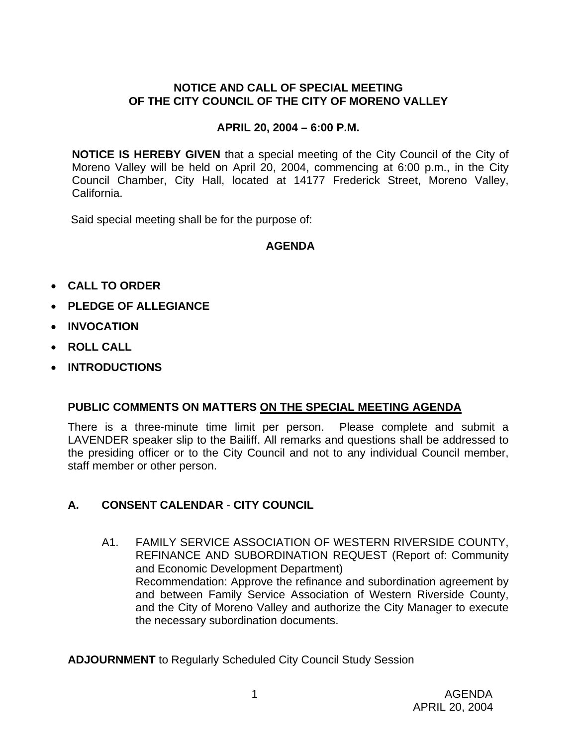# NOTICE AND CALL OF SPECIAL MEETING OF THE CITY COUNCIL OF THE CITY OF MORENO VALLEY

## APRIL 20, 2004 – 6:00 P.M.

**NOTICE IS HEREBY GIVEN** that a special meeting of the City Council of the City of Moreno Valley will be held on April 20, 2004, commencing at 6:00 p.m., in the City Council Chamber, City Hall, located at 14177 Frederick Street, Moreno Valley, California.

Said special meeting shall be for the purpose of:

## AGENDA

- **CALL TO ORDER**
- **PLEDGE OF ALLEGIANCE**
- **INVOCATION**
- **ROLL CALL**
- **INTRODUCTIONS**

### PUBLIC COMMENTS ON MATTERS <u>ON THE SPECIAL MEETING AGENDA</u>

There is a three-minute time limit per person. Please complete and submit a LAVENDER speaker slip to the Bailiff. All remarks and questions shall be addressed to the presiding officer or to the City Council and not to any individual Council member, staff member or other person.

### A. CONSENT CALENDAR - CITY COUNCIL

A1. FAMILY SERVICE ASSOCIATION OF WESTERN RIVERSIDE COUNTY, REFINANCE AND SUBORDINATION REQUEST (Report of: Community and Economic Development Department)
Recommendation: Approve the refinance and subordination agreement by and between Family Service Association of Western Riverside County, and the City of Moreno Valley and authorize the City Manager to execute the necessary subordination documents.

**ADJOURNMENT** to Regularly Scheduled City Council Study Session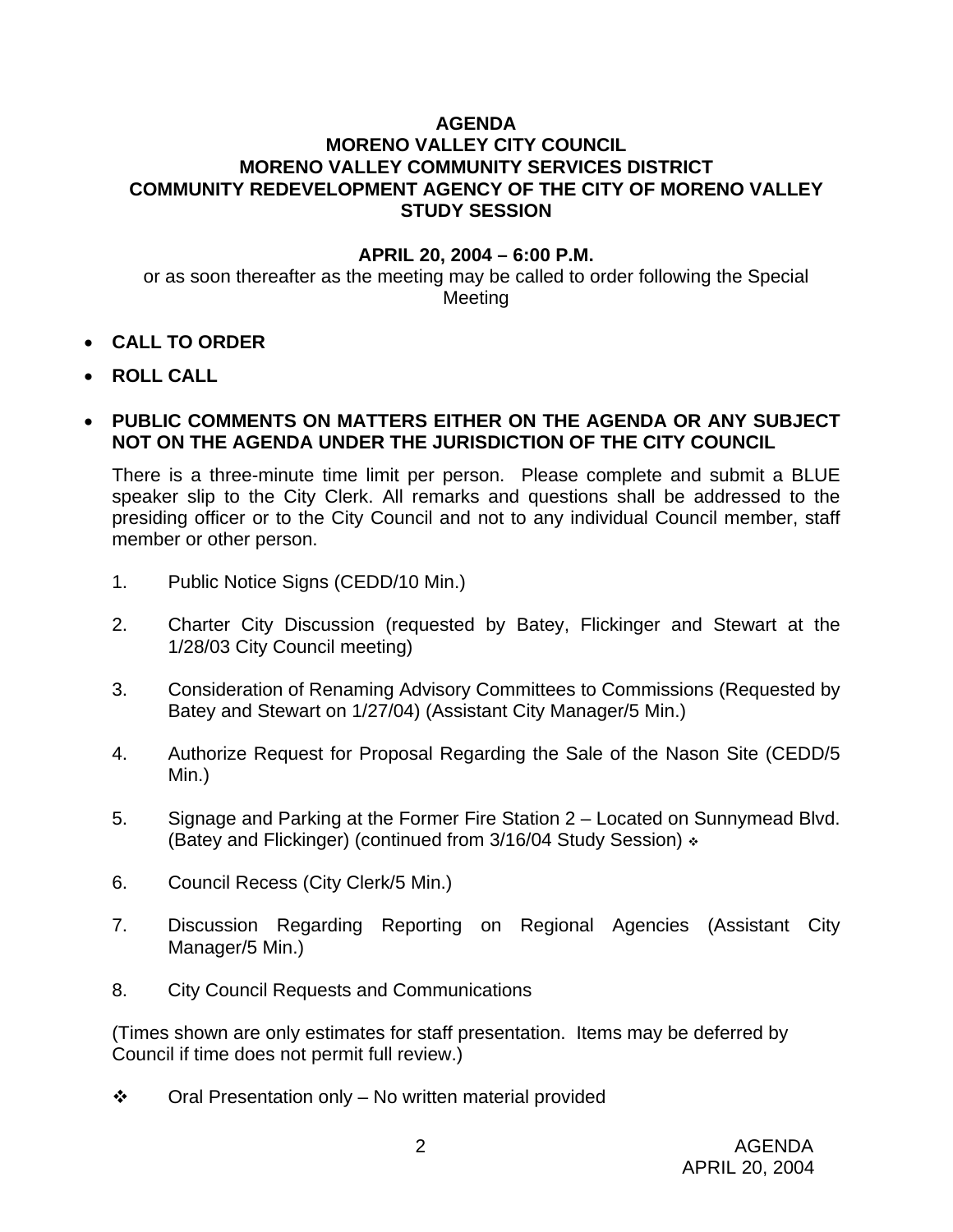**AGENDA**
**MORENO VALLEY CITY COUNCIL**
**MORENO VALLEY COMMUNITY SERVICES DISTRICT**
**COMMUNITY REDEVELOPMENT AGENCY OF THE CITY OF MORENO VALLEY**
**STUDY SESSION**

**APRIL 20, 2004 – 6:00 P.M.**

or as soon thereafter as the meeting may be called to order following the Special Meeting

- **CALL TO ORDER**
- **ROLL CALL**
- **PUBLIC COMMENTS ON MATTERS EITHER ON THE AGENDA OR ANY SUBJECT NOT ON THE AGENDA UNDER THE JURISDICTION OF THE CITY COUNCIL**

  There is a three-minute time limit per person. Please complete and submit a BLUE speaker slip to the City Clerk. All remarks and questions shall be addressed to the presiding officer or to the City Council and not to any individual Council member, staff member or other person.

1. Public Notice Signs (CEDD/10 Min.)
2. Charter City Discussion (requested by Batey, Flickinger and Stewart at the 1/28/03 City Council meeting)
3. Consideration of Renaming Advisory Committees to Commissions (Requested by Batey and Stewart on 1/27/04) (Assistant City Manager/5 Min.)
4. Authorize Request for Proposal Regarding the Sale of the Nason Site (CEDD/5 Min.)
5. Signage and Parking at the Former Fire Station 2 – Located on Sunnymead Blvd. (Batey and Flickinger) (continued from 3/16/04 Study Session) ❖
6. Council Recess (City Clerk/5 Min.)
7. Discussion Regarding Reporting on Regional Agencies (Assistant City Manager/5 Min.)
8. City Council Requests and Communications

(Times shown are only estimates for staff presentation. Items may be deferred by Council if time does not permit full review.)

❖ Oral Presentation only – No written material provided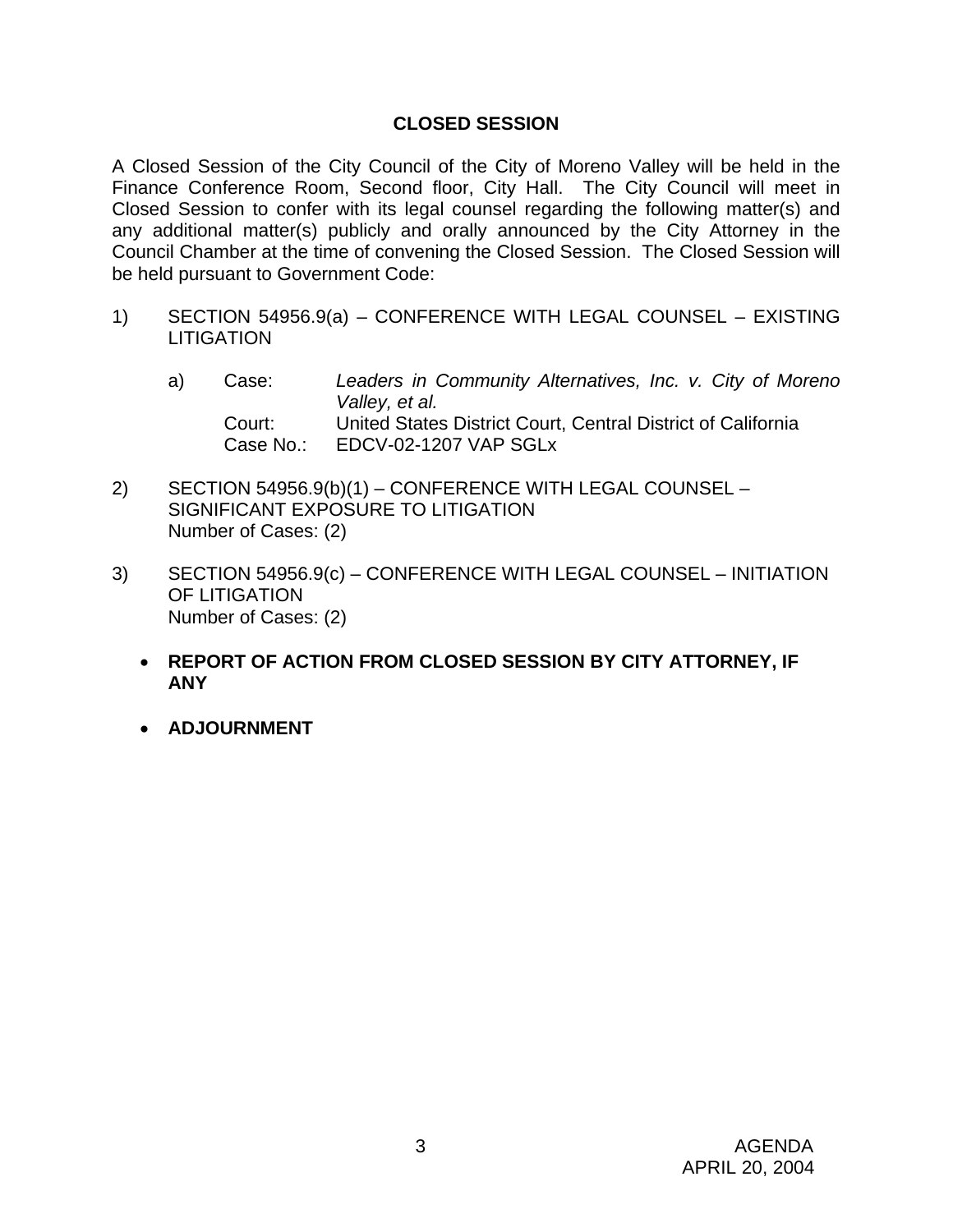## CLOSED SESSION

A Closed Session of the City Council of the City of Moreno Valley will be held in the Finance Conference Room, Second floor, City Hall. The City Council will meet in Closed Session to confer with its legal counsel regarding the following matter(s) and any additional matter(s) publicly and orally announced by the City Attorney in the Council Chamber at the time of convening the Closed Session. The Closed Session will be held pursuant to Government Code:

1) SECTION 54956.9(a) – CONFERENCE WITH LEGAL COUNSEL – EXISTING LITIGATION

   a) Case: *Leaders in Community Alternatives, Inc. v. City of Moreno Valley, et al.*
      Court: United States District Court, Central District of California
      Case No.: EDCV-02-1207 VAP SGLx

2) SECTION 54956.9(b)(1) – CONFERENCE WITH LEGAL COUNSEL – SIGNIFICANT EXPOSURE TO LITIGATION
   Number of Cases: (2)

3) SECTION 54956.9(c) – CONFERENCE WITH LEGAL COUNSEL – INITIATION OF LITIGATION
   Number of Cases: (2)

- **REPORT OF ACTION FROM CLOSED SESSION BY CITY ATTORNEY, IF ANY**
- **ADJOURNMENT**